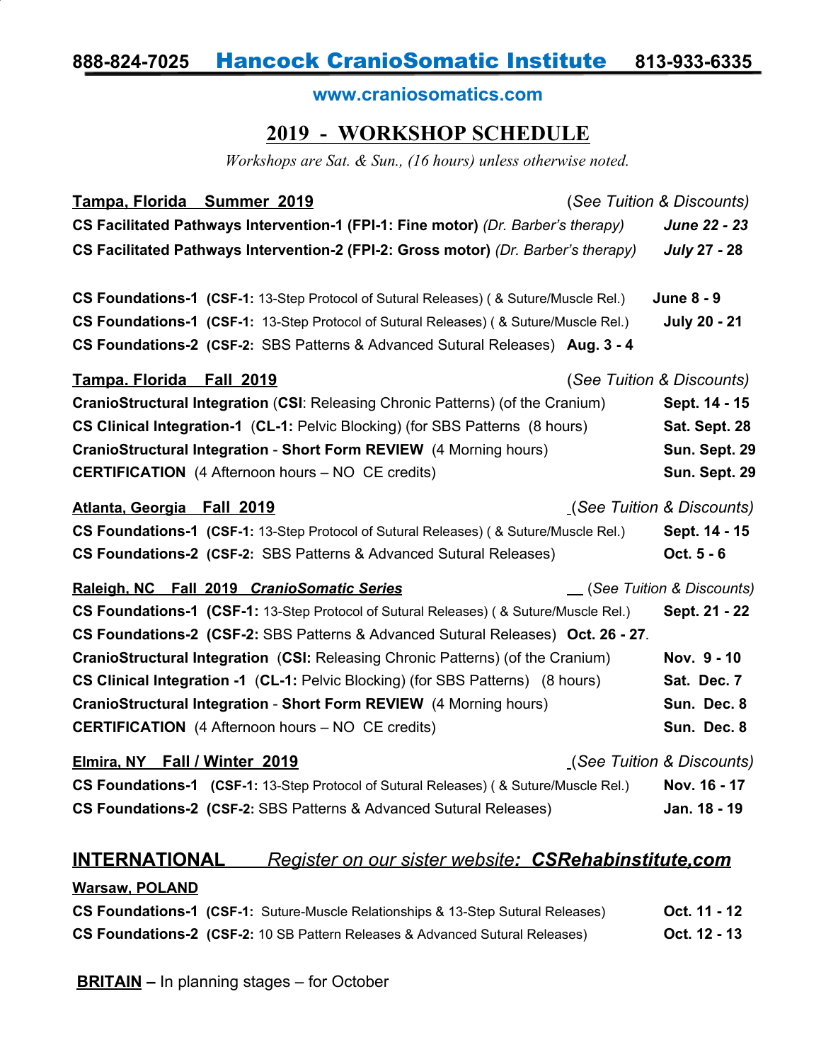**888-824-7025 Hancock CranioSomatic Institute 813-933-6335**

**www.craniosomatics.com**

# 2019 - WORKSHOP SCHEDULE

*Workshops are Sat. & Sun., (16 hours) unless otherwise noted.*

**Tampa, Florida Summer 2019** (*See Tuition & Discounts)*

**CS Facilitated Pathways Intervention-1 (FPI-1: Fine motor)** *(Dr. Barber's therapy)* ***June 22 - 23***

**CS Facilitated Pathways Intervention-2 (FPI-2: Gross motor)** *(Dr. Barber's therapy)* ***July*** **27 - 28**

**CS Foundations-1 (CSF-1:** 13-Step Protocol of Sutural Releases) ( & Suture/Muscle Rel.) **June 8 - 9**

**CS Foundations-1 (CSF-1:** 13-Step Protocol of Sutural Releases) ( & Suture/Muscle Rel.) **July 20 - 21**

**CS Foundations-2 (CSF-2:** SBS Patterns & Advanced Sutural Releases) **Aug. 3 - 4**

**Tampa. Florida Fall 2019** (*See Tuition & Discounts)*

**CranioStructural Integration** (**CSI**: Releasing Chronic Patterns) (of the Cranium) **Sept. 14 - 15**

**CS Clinical Integration-1** (**CL-1:** Pelvic Blocking) (for SBS Patterns (8 hours) **Sat. Sept. 28**

**CranioStructural Integration** - **Short Form REVIEW** (4 Morning hours) **Sun. Sept. 29**

**CERTIFICATION** (4 Afternoon hours – NO CE credits) **Sun. Sept. 29**

**Atlanta, Georgia Fall 2019** (*See Tuition & Discounts)*

**CS Foundations-1 (CSF-1:** 13-Step Protocol of Sutural Releases) ( & Suture/Muscle Rel.) **Sept. 14 - 15**

**CS Foundations-2 (CSF-2:** SBS Patterns & Advanced Sutural Releases) **Oct. 5 - 6**

**Raleigh, NC Fall 2019 *CranioSomatic Series*** (*See Tuition & Discounts)*

**CS Foundations-1 (CSF-1:** 13-Step Protocol of Sutural Releases) ( & Suture/Muscle Rel.) **Sept. 21 - 22**

**CS Foundations-2 (CSF-2:** SBS Patterns & Advanced Sutural Releases) **Oct. 26 - 27**.

**CranioStructural Integration** (**CSI:** Releasing Chronic Patterns) (of the Cranium) **Nov. 9 - 10**

**CS Clinical Integration -1** (**CL-1:** Pelvic Blocking) (for SBS Patterns) (8 hours) **Sat. Dec. 7**

**CranioStructural Integration** - **Short Form REVIEW** (4 Morning hours) **Sun. Dec. 8**

**CERTIFICATION** (4 Afternoon hours – NO CE credits) **Sun. Dec. 8**

**Elmira, NY Fall / Winter 2019** (*See Tuition & Discounts)*

**CS Foundations-1 (CSF-1:** 13-Step Protocol of Sutural Releases) ( & Suture/Muscle Rel.) **Nov. 16 - 17**

**CS Foundations-2 (CSF-2:** SBS Patterns & Advanced Sutural Releases) **Jan. 18 - 19**

## INTERNATIONAL *Register on our sister website: **CSRehabinstitute.com***

**Warsaw, POLAND**

**CS Foundations-1 (CSF-1:** Suture-Muscle Relationships & 13-Step Sutural Releases) **Oct. 11 - 12**

**CS Foundations-2 (CSF-2:** 10 SB Pattern Releases & Advanced Sutural Releases) **Oct. 12 - 13**

**BRITAIN –** In planning stages – for October